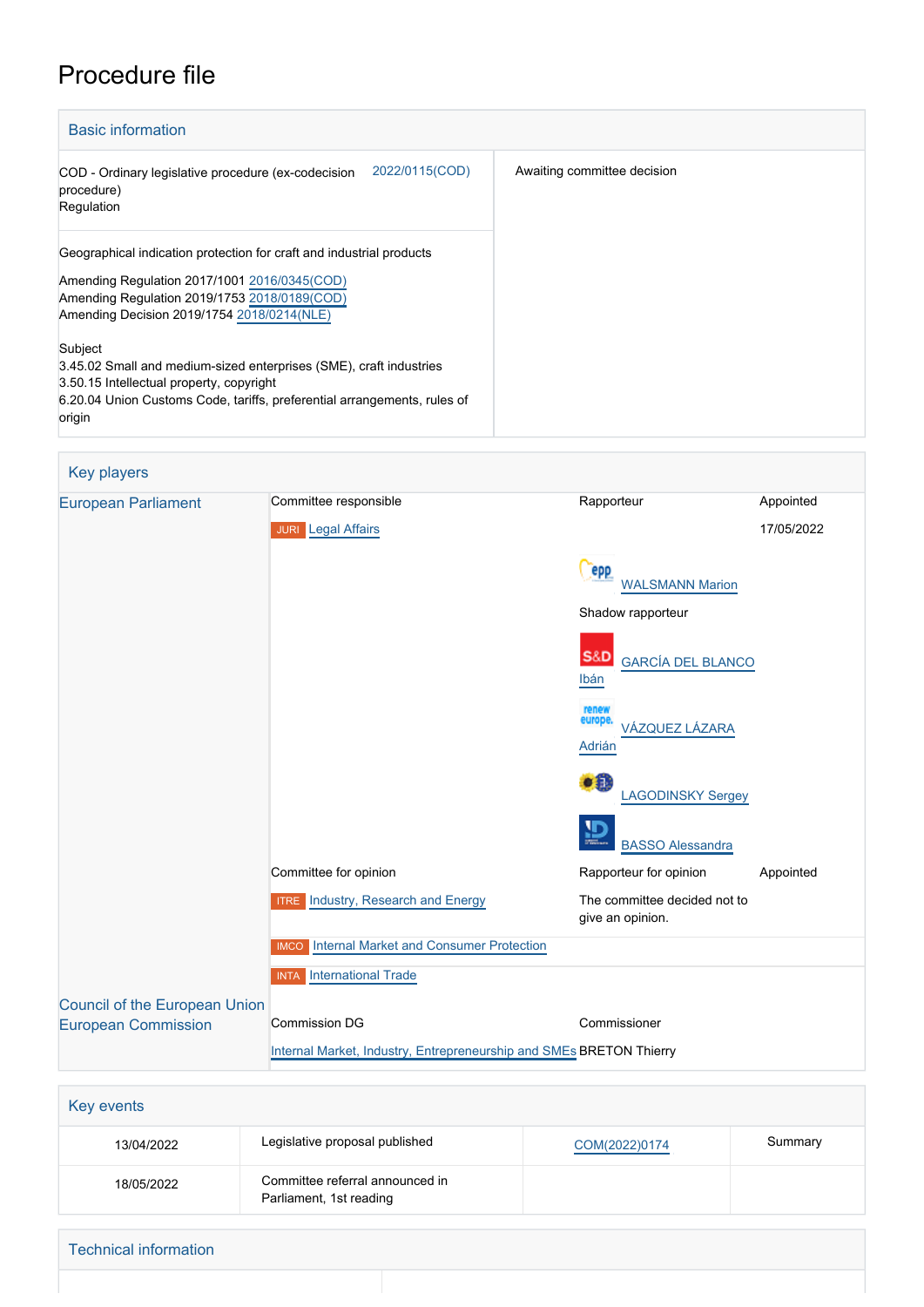# Procedure file

## Basic information

| | |
|---|---|
| COD - Ordinary legislative procedure (ex-codecision procedure)<br>Regulation 2022/0115(COD) | Awaiting committee decision |
| Geographical indication protection for craft and industrial products<br><br>Amending Regulation 2017/1001 2016/0345(COD)<br>Amending Regulation 2019/1753 2018/0189(COD)<br>Amending Decision 2019/1754 2018/0214(NLE)<br><br>Subject<br>3.45.02 Small and medium-sized enterprises (SME), craft industries<br>3.50.15 Intellectual property, copyright<br>6.20.04 Union Customs Code, tariffs, preferential arrangements, rules of origin | |

## Key players

| | | | |
|---|---|---|---|
| European Parliament | Committee responsible | Rapporteur | Appointed |
| | JURI Legal Affairs | | 17/05/2022 |
| | | WALSMANN Marion | |
| | | Shadow rapporteur | |
| | | GARCÍA DEL BLANCO Ibán | |
| | | VÁZQUEZ LÁZARA Adrián | |
| | | LAGODINSKY Sergey | |
| | | BASSO Alessandra | |
| | Committee for opinion | Rapporteur for opinion | Appointed |
| | ITRE Industry, Research and Energy | The committee decided not to give an opinion. | |
| | IMCO Internal Market and Consumer Protection | | |
| | INTA International Trade | | |
| Council of the European Union | | | |
| European Commission | Commission DG | Commissioner | |
| | Internal Market, Industry, Entrepreneurship and SMEs | BRETON Thierry | |

## Key events

| | | | |
|---|---|---|---|
| 13/04/2022 | Legislative proposal published | COM(2022)0174 | Summary |
| 18/05/2022 | Committee referral announced in Parliament, 1st reading | | |

## Technical information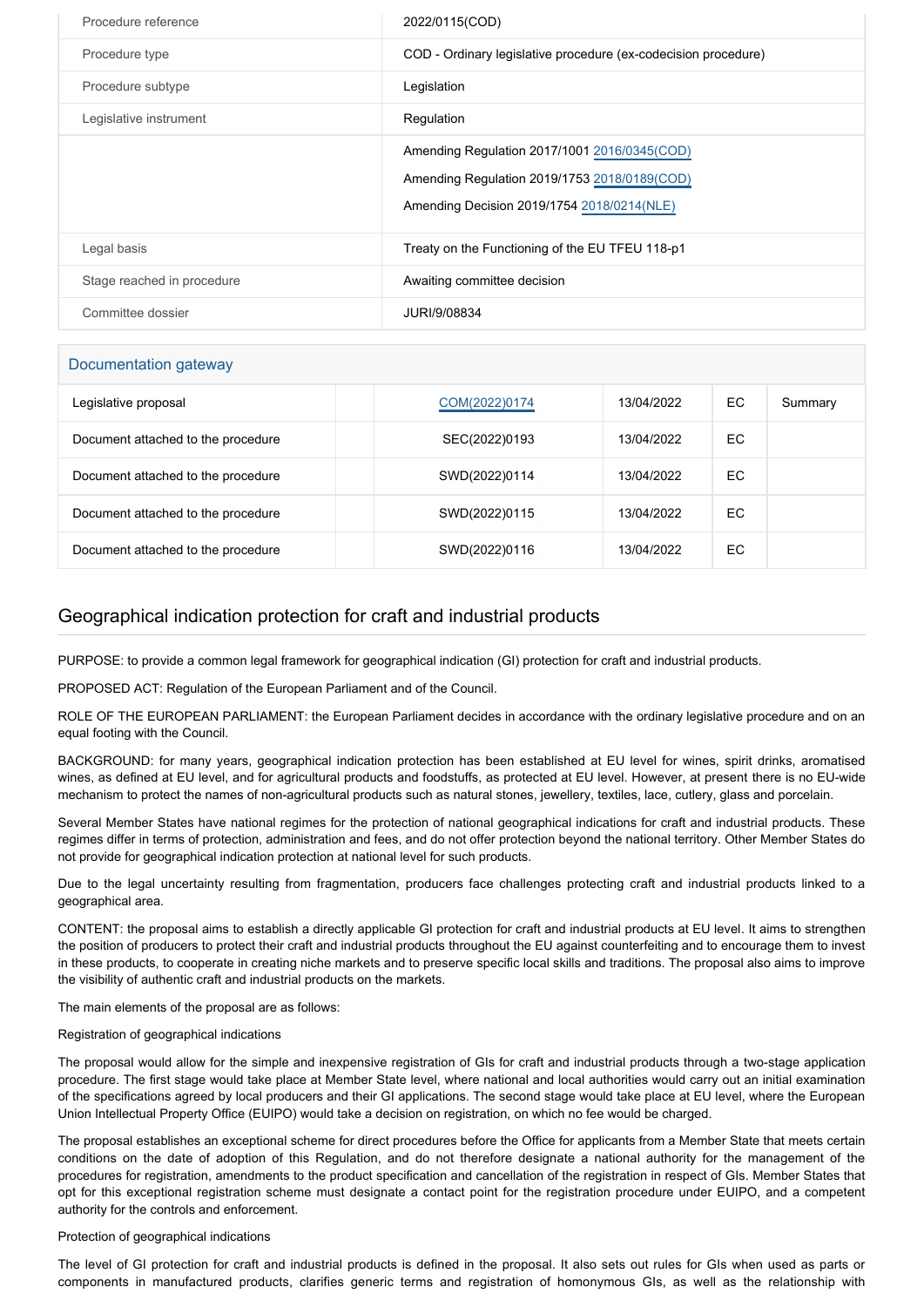| Procedure reference | 2022/0115(COD) |
| --- | --- |
| Procedure type | COD - Ordinary legislative procedure (ex-codecision procedure) |
| Procedure subtype | Legislation |
| Legislative instrument | Regulation |
| | Amending Regulation 2017/1001 2016/0345(COD)<br>Amending Regulation 2019/1753 2018/0189(COD)<br>Amending Decision 2019/1754 2018/0214(NLE) |
| Legal basis | Treaty on the Functioning of the EU TFEU 118-p1 |
| Stage reached in procedure | Awaiting committee decision |
| Committee dossier | JURI/9/08834 |

## Documentation gateway

| | | | | | |
| --- | --- | --- | --- | --- | --- |
| Legislative proposal | | COM(2022)0174 | 13/04/2022 | EC | Summary |
| Document attached to the procedure | | SEC(2022)0193 | 13/04/2022 | EC | |
| Document attached to the procedure | | SWD(2022)0114 | 13/04/2022 | EC | |
| Document attached to the procedure | | SWD(2022)0115 | 13/04/2022 | EC | |
| Document attached to the procedure | | SWD(2022)0116 | 13/04/2022 | EC | |

## Geographical indication protection for craft and industrial products

PURPOSE: to provide a common legal framework for geographical indication (GI) protection for craft and industrial products.

PROPOSED ACT: Regulation of the European Parliament and of the Council.

ROLE OF THE EUROPEAN PARLIAMENT: the European Parliament decides in accordance with the ordinary legislative procedure and on an equal footing with the Council.

BACKGROUND: for many years, geographical indication protection has been established at EU level for wines, spirit drinks, aromatised wines, as defined at EU level, and for agricultural products and foodstuffs, as protected at EU level. However, at present there is no EU-wide mechanism to protect the names of non-agricultural products such as natural stones, jewellery, textiles, lace, cutlery, glass and porcelain.

Several Member States have national regimes for the protection of national geographical indications for craft and industrial products. These regimes differ in terms of protection, administration and fees, and do not offer protection beyond the national territory. Other Member States do not provide for geographical indication protection at national level for such products.

Due to the legal uncertainty resulting from fragmentation, producers face challenges protecting craft and industrial products linked to a geographical area.

CONTENT: the proposal aims to establish a directly applicable GI protection for craft and industrial products at EU level. It aims to strengthen the position of producers to protect their craft and industrial products throughout the EU against counterfeiting and to encourage them to invest in these products, to cooperate in creating niche markets and to preserve specific local skills and traditions. The proposal also aims to improve the visibility of authentic craft and industrial products on the markets.

The main elements of the proposal are as follows:

Registration of geographical indications

The proposal would allow for the simple and inexpensive registration of GIs for craft and industrial products through a two-stage application procedure. The first stage would take place at Member State level, where national and local authorities would carry out an initial examination of the specifications agreed by local producers and their GI applications. The second stage would take place at EU level, where the European Union Intellectual Property Office (EUIPO) would take a decision on registration, on which no fee would be charged.

The proposal establishes an exceptional scheme for direct procedures before the Office for applicants from a Member State that meets certain conditions on the date of adoption of this Regulation, and do not therefore designate a national authority for the management of the procedures for registration, amendments to the product specification and cancellation of the registration in respect of GIs. Member States that opt for this exceptional registration scheme must designate a contact point for the registration procedure under EUIPO, and a competent authority for the controls and enforcement.

Protection of geographical indications

The level of GI protection for craft and industrial products is defined in the proposal. It also sets out rules for GIs when used as parts or components in manufactured products, clarifies generic terms and registration of homonymous GIs, as well as the relationship with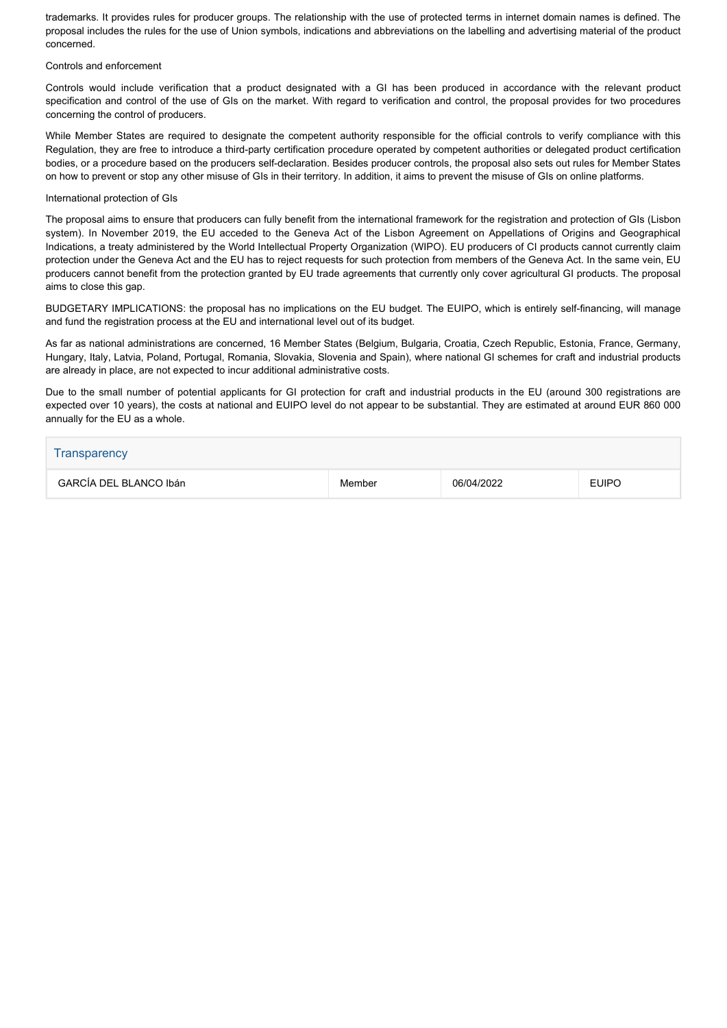trademarks. It provides rules for producer groups. The relationship with the use of protected terms in internet domain names is defined. The proposal includes the rules for the use of Union symbols, indications and abbreviations on the labelling and advertising material of the product concerned.

Controls and enforcement

Controls would include verification that a product designated with a GI has been produced in accordance with the relevant product specification and control of the use of GIs on the market. With regard to verification and control, the proposal provides for two procedures concerning the control of producers.

While Member States are required to designate the competent authority responsible for the official controls to verify compliance with this Regulation, they are free to introduce a third-party certification procedure operated by competent authorities or delegated product certification bodies, or a procedure based on the producers self-declaration. Besides producer controls, the proposal also sets out rules for Member States on how to prevent or stop any other misuse of GIs in their territory. In addition, it aims to prevent the misuse of GIs on online platforms.

International protection of GIs

The proposal aims to ensure that producers can fully benefit from the international framework for the registration and protection of GIs (Lisbon system). In November 2019, the EU acceded to the Geneva Act of the Lisbon Agreement on Appellations of Origins and Geographical Indications, a treaty administered by the World Intellectual Property Organization (WIPO). EU producers of CI products cannot currently claim protection under the Geneva Act and the EU has to reject requests for such protection from members of the Geneva Act. In the same vein, EU producers cannot benefit from the protection granted by EU trade agreements that currently only cover agricultural GI products. The proposal aims to close this gap.

BUDGETARY IMPLICATIONS: the proposal has no implications on the EU budget. The EUIPO, which is entirely self-financing, will manage and fund the registration process at the EU and international level out of its budget.

As far as national administrations are concerned, 16 Member States (Belgium, Bulgaria, Croatia, Czech Republic, Estonia, France, Germany, Hungary, Italy, Latvia, Poland, Portugal, Romania, Slovakia, Slovenia and Spain), where national GI schemes for craft and industrial products are already in place, are not expected to incur additional administrative costs.

Due to the small number of potential applicants for GI protection for craft and industrial products in the EU (around 300 registrations are expected over 10 years), the costs at national and EUIPO level do not appear to be substantial. They are estimated at around EUR 860 000 annually for the EU as a whole.

| Transparency | | | |
|---|---|---|---|
| GARCÍA DEL BLANCO Ibán | Member | 06/04/2022 | EUIPO |